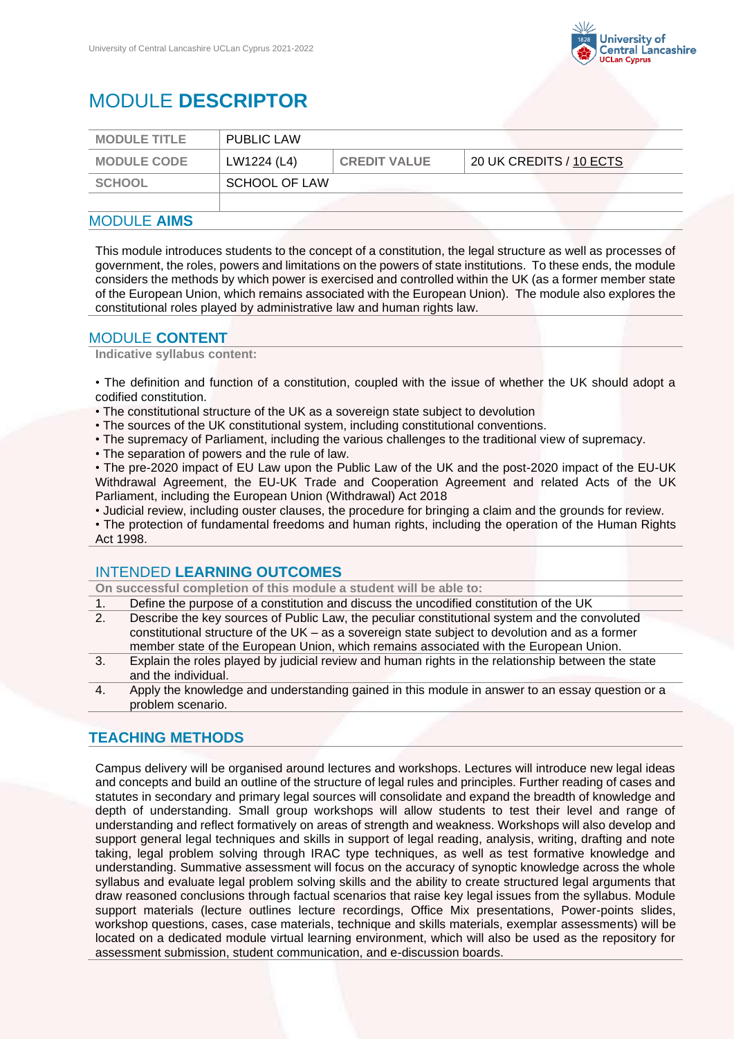# MODULE **DESCRIPTOR**

| | | | |
|---|---|---|---|
| MODULE TITLE | PUBLIC LAW | | |
| MODULE CODE | LW1224 (L4) | CREDIT VALUE | 20 UK CREDITS / 10 ECTS |
| SCHOOL | SCHOOL OF LAW | | |
| | | | |

## MODULE **AIMS**

This module introduces students to the concept of a constitution, the legal structure as well as processes of government, the roles, powers and limitations on the powers of state institutions. To these ends, the module considers the methods by which power is exercised and controlled within the UK (as a former member state of the European Union, which remains associated with the European Union). The module also explores the constitutional roles played by administrative law and human rights law.

## MODULE **CONTENT**

**Indicative syllabus content:**

- The definition and function of a constitution, coupled with the issue of whether the UK should adopt a codified constitution.
- The constitutional structure of the UK as a sovereign state subject to devolution
- The sources of the UK constitutional system, including constitutional conventions.
- The supremacy of Parliament, including the various challenges to the traditional view of supremacy.
- The separation of powers and the rule of law.
- The pre-2020 impact of EU Law upon the Public Law of the UK and the post-2020 impact of the EU-UK Withdrawal Agreement, the EU-UK Trade and Cooperation Agreement and related Acts of the UK Parliament, including the European Union (Withdrawal) Act 2018
- Judicial review, including ouster clauses, the procedure for bringing a claim and the grounds for review.
- The protection of fundamental freedoms and human rights, including the operation of the Human Rights Act 1998.

## INTENDED **LEARNING OUTCOMES**

**On successful completion of this module a student will be able to:**

1. Define the purpose of a constitution and discuss the uncodified constitution of the UK
2. Describe the key sources of Public Law, the peculiar constitutional system and the convoluted constitutional structure of the UK – as a sovereign state subject to devolution and as a former member state of the European Union, which remains associated with the European Union.
3. Explain the roles played by judicial review and human rights in the relationship between the state and the individual.
4. Apply the knowledge and understanding gained in this module in answer to an essay question or a problem scenario.

## **TEACHING METHODS**

Campus delivery will be organised around lectures and workshops. Lectures will introduce new legal ideas and concepts and build an outline of the structure of legal rules and principles. Further reading of cases and statutes in secondary and primary legal sources will consolidate and expand the breadth of knowledge and depth of understanding. Small group workshops will allow students to test their level and range of understanding and reflect formatively on areas of strength and weakness. Workshops will also develop and support general legal techniques and skills in support of legal reading, analysis, writing, drafting and note taking, legal problem solving through IRAC type techniques, as well as test formative knowledge and understanding. Summative assessment will focus on the accuracy of synoptic knowledge across the whole syllabus and evaluate legal problem solving skills and the ability to create structured legal arguments that draw reasoned conclusions through factual scenarios that raise key legal issues from the syllabus. Module support materials (lecture outlines lecture recordings, Office Mix presentations, Power-points slides, workshop questions, cases, case materials, technique and skills materials, exemplar assessments) will be located on a dedicated module virtual learning environment, which will also be used as the repository for assessment submission, student communication, and e-discussion boards.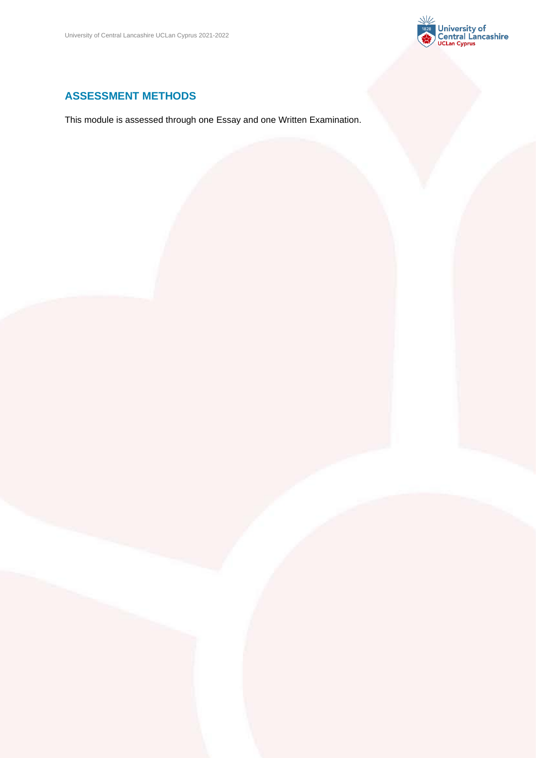## ASSESSMENT METHODS

This module is assessed through one Essay and one Written Examination.